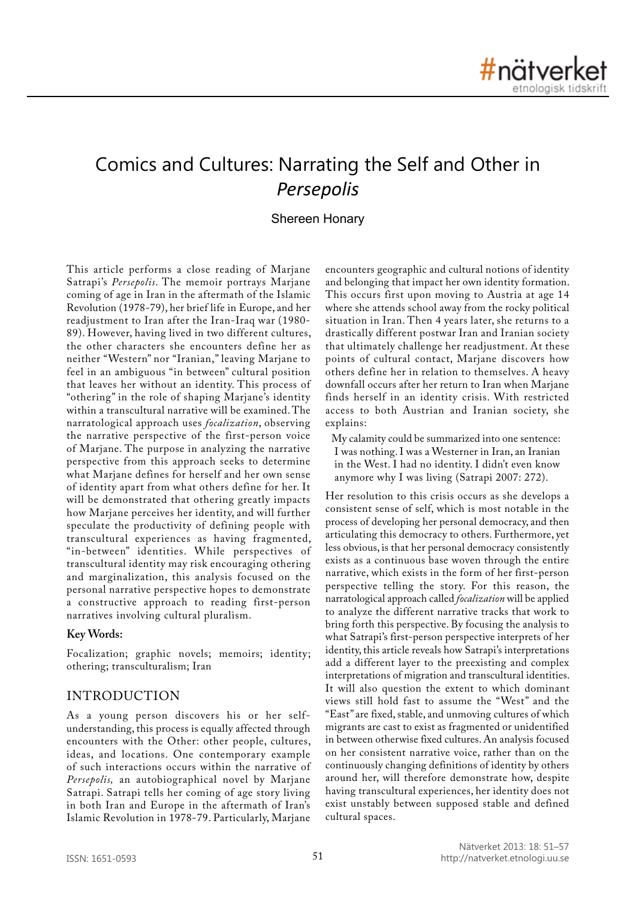# Comics and Cultures: Narrating the Self and Other in *Persepolis*

Shereen Honary

This article performs a close reading of Marjane Satrapi's *Persepolis*. The memoir portrays Marjane coming of age in Iran in the aftermath of the Islamic Revolution (1978-79), her brief life in Europe, and her readjustment to Iran after the Iran-Iraq war (1980-89). However, having lived in two different cultures, the other characters she encounters define her as neither "Western" nor "Iranian," leaving Marjane to feel in an ambiguous "in between" cultural position that leaves her without an identity. This process of "othering" in the role of shaping Marjane's identity within a transcultural narrative will be examined. The narratological approach uses *focalization*, observing the narrative perspective of the first-person voice of Marjane. The purpose in analyzing the narrative perspective from this approach seeks to determine what Marjane defines for herself and her own sense of identity apart from what others define for her. It will be demonstrated that othering greatly impacts how Marjane perceives her identity, and will further speculate the productivity of defining people with transcultural experiences as having fragmented, "in-between" identities. While perspectives of transcultural identity may risk encouraging othering and marginalization, this analysis focused on the personal narrative perspective hopes to demonstrate a constructive approach to reading first-person narratives involving cultural pluralism.

**Key Words:**

Focalization; graphic novels; memoirs; identity; othering; transculturalism; Iran

## INTRODUCTION

As a young person discovers his or her self-understanding, this process is equally affected through encounters with the Other: other people, cultures, ideas, and locations. One contemporary example of such interactions occurs within the narrative of *Persepolis,* an autobiographical novel by Marjane Satrapi. Satrapi tells her coming of age story living in both Iran and Europe in the aftermath of Iran's Islamic Revolution in 1978-79. Particularly, Marjane encounters geographic and cultural notions of identity and belonging that impact her own identity formation. This occurs first upon moving to Austria at age 14 where she attends school away from the rocky political situation in Iran. Then 4 years later, she returns to a drastically different postwar Iran and Iranian society that ultimately challenge her readjustment. At these points of cultural contact, Marjane discovers how others define her in relation to themselves. A heavy downfall occurs after her return to Iran when Marjane finds herself in an identity crisis. With restricted access to both Austrian and Iranian society, she explains:

> My calamity could be summarized into one sentence: I was nothing. I was a Westerner in Iran, an Iranian in the West. I had no identity. I didn't even know anymore why I was living (Satrapi 2007: 272).

Her resolution to this crisis occurs as she develops a consistent sense of self, which is most notable in the process of developing her personal democracy, and then articulating this democracy to others. Furthermore, yet less obvious, is that her personal democracy consistently exists as a continuous base woven through the entire narrative, which exists in the form of her first-person perspective telling the story. For this reason, the narratological approach called *focalization* will be applied to analyze the different narrative tracks that work to bring forth this perspective. By focusing the analysis to what Satrapi's first-person perspective interprets of her identity, this article reveals how Satrapi's interpretations add a different layer to the preexisting and complex interpretations of migration and transcultural identities. It will also question the extent to which dominant views still hold fast to assume the "West" and the "East" are fixed, stable, and unmoving cultures of which migrants are cast to exist as fragmented or unidentified in between otherwise fixed cultures. An analysis focused on her consistent narrative voice, rather than on the continuously changing definitions of identity by others around her, will therefore demonstrate how, despite having transcultural experiences, her identity does not exist unstably between supposed stable and defined cultural spaces.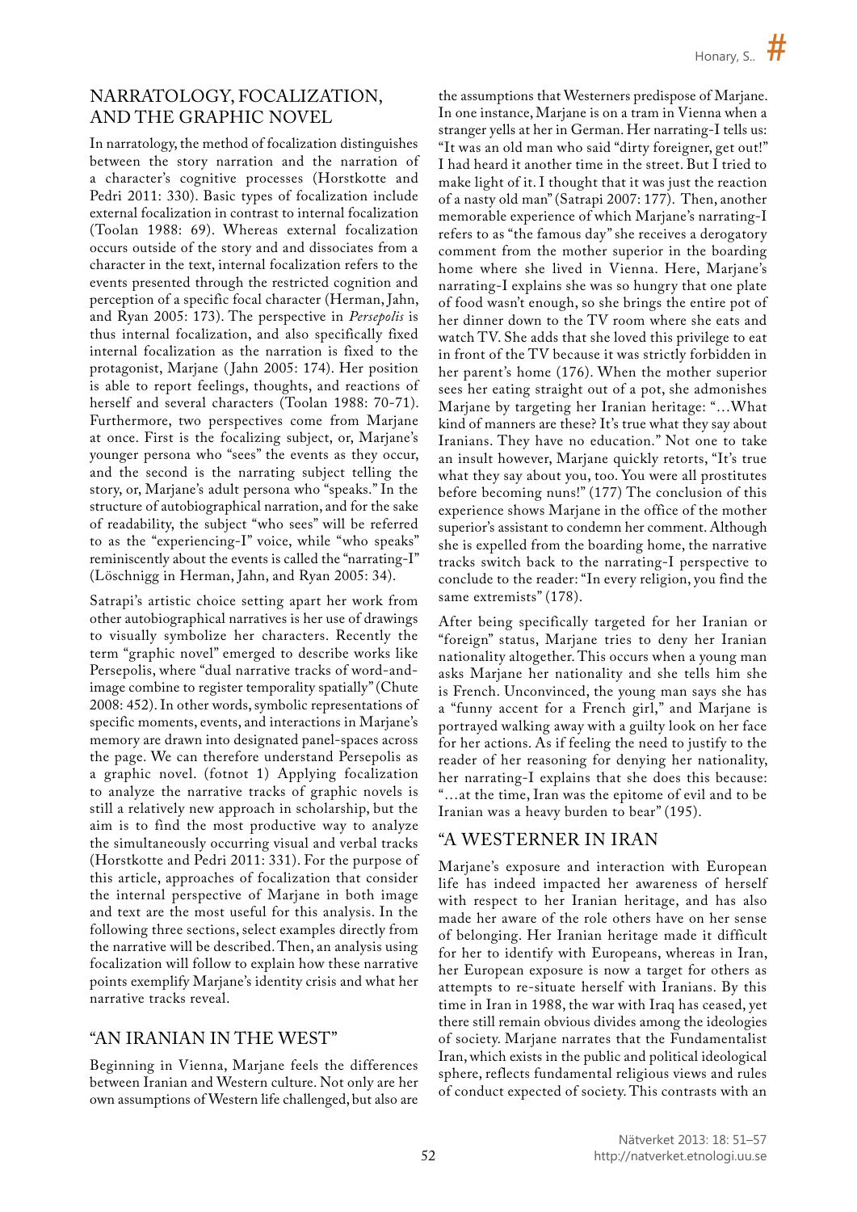## NARRATOLOGY, FOCALIZATION, AND THE GRAPHIC NOVEL

In narratology, the method of focalization distinguishes between the story narration and the narration of a character's cognitive processes (Horstkotte and Pedri 2011: 330). Basic types of focalization include external focalization in contrast to internal focalization (Toolan 1988: 69). Whereas external focalization occurs outside of the story and and dissociates from a character in the text, internal focalization refers to the events presented through the restricted cognition and perception of a specific focal character (Herman, Jahn, and Ryan 2005: 173). The perspective in *Persepolis* is thus internal focalization, and also specifically fixed internal focalization as the narration is fixed to the protagonist, Marjane (Jahn 2005: 174). Her position is able to report feelings, thoughts, and reactions of herself and several characters (Toolan 1988: 70-71). Furthermore, two perspectives come from Marjane at once. First is the focalizing subject, or, Marjane's younger persona who "sees" the events as they occur, and the second is the narrating subject telling the story, or, Marjane's adult persona who "speaks." In the structure of autobiographical narration, and for the sake of readability, the subject "who sees" will be referred to as the "experiencing-I" voice, while "who speaks" reminiscently about the events is called the "narrating-I" (Löschnigg in Herman, Jahn, and Ryan 2005: 34).

Satrapi's artistic choice setting apart her work from other autobiographical narratives is her use of drawings to visually symbolize her characters. Recently the term "graphic novel" emerged to describe works like Persepolis, where "dual narrative tracks of word-and-image combine to register temporality spatially" (Chute 2008: 452). In other words, symbolic representations of specific moments, events, and interactions in Marjane's memory are drawn into designated panel-spaces across the page. We can therefore understand Persepolis as a graphic novel. (fotnot 1) Applying focalization to analyze the narrative tracks of graphic novels is still a relatively new approach in scholarship, but the aim is to find the most productive way to analyze the simultaneously occurring visual and verbal tracks (Horstkotte and Pedri 2011: 331). For the purpose of this article, approaches of focalization that consider the internal perspective of Marjane in both image and text are the most useful for this analysis. In the following three sections, select examples directly from the narrative will be described. Then, an analysis using focalization will follow to explain how these narrative points exemplify Marjane's identity crisis and what her narrative tracks reveal.

## "AN IRANIAN IN THE WEST"

Beginning in Vienna, Marjane feels the differences between Iranian and Western culture. Not only are her own assumptions of Western life challenged, but also are the assumptions that Westerners predispose of Marjane. In one instance, Marjane is on a tram in Vienna when a stranger yells at her in German. Her narrating-I tells us: "It was an old man who said "dirty foreigner, get out!" I had heard it another time in the street. But I tried to make light of it. I thought that it was just the reaction of a nasty old man" (Satrapi 2007: 177). Then, another memorable experience of which Marjane's narrating-I refers to as "the famous day" she receives a derogatory comment from the mother superior in the boarding home where she lived in Vienna. Here, Marjane's narrating-I explains she was so hungry that one plate of food wasn't enough, so she brings the entire pot of her dinner down to the TV room where she eats and watch TV. She adds that she loved this privilege to eat in front of the TV because it was strictly forbidden in her parent's home (176). When the mother superior sees her eating straight out of a pot, she admonishes Marjane by targeting her Iranian heritage: "…What kind of manners are these? It's true what they say about Iranians. They have no education." Not one to take an insult however, Marjane quickly retorts, "It's true what they say about you, too. You were all prostitutes before becoming nuns!" (177) The conclusion of this experience shows Marjane in the office of the mother superior's assistant to condemn her comment. Although she is expelled from the boarding home, the narrative tracks switch back to the narrating-I perspective to conclude to the reader: "In every religion, you find the same extremists" (178).

After being specifically targeted for her Iranian or "foreign" status, Marjane tries to deny her Iranian nationality altogether. This occurs when a young man asks Marjane her nationality and she tells him she is French. Unconvinced, the young man says she has a "funny accent for a French girl," and Marjane is portrayed walking away with a guilty look on her face for her actions. As if feeling the need to justify to the reader of her reasoning for denying her nationality, her narrating-I explains that she does this because: "…at the time, Iran was the epitome of evil and to be Iranian was a heavy burden to bear" (195).

## "A WESTERNER IN IRAN

Marjane's exposure and interaction with European life has indeed impacted her awareness of herself with respect to her Iranian heritage, and has also made her aware of the role others have on her sense of belonging. Her Iranian heritage made it difficult for her to identify with Europeans, whereas in Iran, her European exposure is now a target for others as attempts to re-situate herself with Iranians. By this time in Iran in 1988, the war with Iraq has ceased, yet there still remain obvious divides among the ideologies of society. Marjane narrates that the Fundamentalist Iran, which exists in the public and political ideological sphere, reflects fundamental religious views and rules of conduct expected of society. This contrasts with an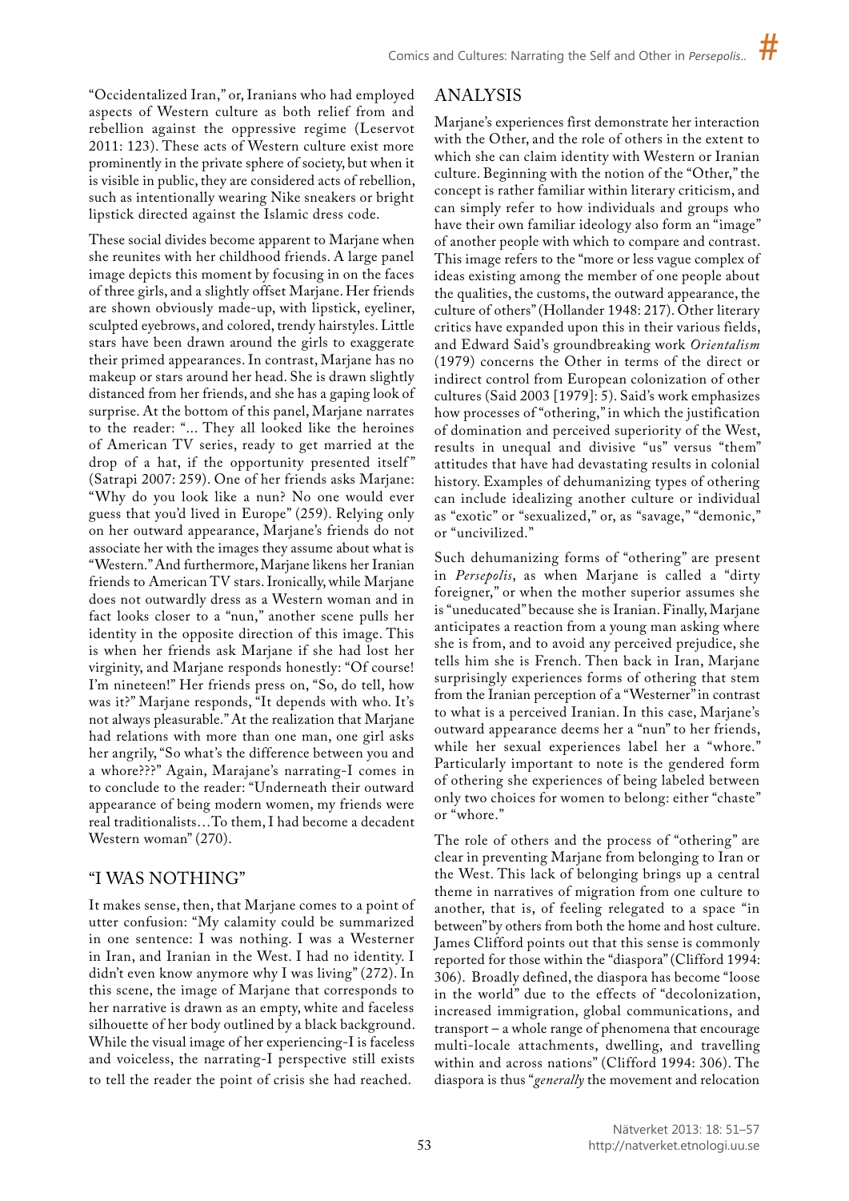"Occidentalized Iran," or, Iranians who had employed aspects of Western culture as both relief from and rebellion against the oppressive regime (Leservot 2011: 123). These acts of Western culture exist more prominently in the private sphere of society, but when it is visible in public, they are considered acts of rebellion, such as intentionally wearing Nike sneakers or bright lipstick directed against the Islamic dress code.

These social divides become apparent to Marjane when she reunites with her childhood friends. A large panel image depicts this moment by focusing in on the faces of three girls, and a slightly offset Marjane. Her friends are shown obviously made-up, with lipstick, eyeliner, sculpted eyebrows, and colored, trendy hairstyles. Little stars have been drawn around the girls to exaggerate their primed appearances. In contrast, Marjane has no makeup or stars around her head. She is drawn slightly distanced from her friends, and she has a gaping look of surprise. At the bottom of this panel, Marjane narrates to the reader: "... They all looked like the heroines of American TV series, ready to get married at the drop of a hat, if the opportunity presented itself" (Satrapi 2007: 259). One of her friends asks Marjane: "Why do you look like a nun? No one would ever guess that you'd lived in Europe" (259). Relying only on her outward appearance, Marjane's friends do not associate her with the images they assume about what is "Western." And furthermore, Marjane likens her Iranian friends to American TV stars. Ironically, while Marjane does not outwardly dress as a Western woman and in fact looks closer to a "nun," another scene pulls her identity in the opposite direction of this image. This is when her friends ask Marjane if she had lost her virginity, and Marjane responds honestly: "Of course! I'm nineteen!" Her friends press on, "So, do tell, how was it?" Marjane responds, "It depends with who. It's not always pleasurable." At the realization that Marjane had relations with more than one man, one girl asks her angrily, "So what's the difference between you and a whore???" Again, Marajane's narrating-I comes in to conclude to the reader: "Underneath their outward appearance of being modern women, my friends were real traditionalists…To them, I had become a decadent Western woman" (270).

## "I WAS NOTHING"

It makes sense, then, that Marjane comes to a point of utter confusion: "My calamity could be summarized in one sentence: I was nothing. I was a Westerner in Iran, and Iranian in the West. I had no identity. I didn't even know anymore why I was living" (272). In this scene, the image of Marjane that corresponds to her narrative is drawn as an empty, white and faceless silhouette of her body outlined by a black background. While the visual image of her experiencing-I is faceless and voiceless, the narrating-I perspective still exists to tell the reader the point of crisis she had reached.

## ANALYSIS

Marjane's experiences first demonstrate her interaction with the Other, and the role of others in the extent to which she can claim identity with Western or Iranian culture. Beginning with the notion of the "Other," the concept is rather familiar within literary criticism, and can simply refer to how individuals and groups who have their own familiar ideology also form an "image" of another people with which to compare and contrast. This image refers to the "more or less vague complex of ideas existing among the member of one people about the qualities, the customs, the outward appearance, the culture of others" (Hollander 1948: 217). Other literary critics have expanded upon this in their various fields, and Edward Said's groundbreaking work *Orientalism* (1979) concerns the Other in terms of the direct or indirect control from European colonization of other cultures (Said 2003 [1979]: 5). Said's work emphasizes how processes of "othering," in which the justification of domination and perceived superiority of the West, results in unequal and divisive "us" versus "them" attitudes that have had devastating results in colonial history. Examples of dehumanizing types of othering can include idealizing another culture or individual as "exotic" or "sexualized," or, as "savage," "demonic," or "uncivilized."

Such dehumanizing forms of "othering" are present in *Persepolis*, as when Marjane is called a "dirty foreigner," or when the mother superior assumes she is "uneducated" because she is Iranian. Finally, Marjane anticipates a reaction from a young man asking where she is from, and to avoid any perceived prejudice, she tells him she is French. Then back in Iran, Marjane surprisingly experiences forms of othering that stem from the Iranian perception of a "Westerner" in contrast to what is a perceived Iranian. In this case, Marjane's outward appearance deems her a "nun" to her friends, while her sexual experiences label her a "whore." Particularly important to note is the gendered form of othering she experiences of being labeled between only two choices for women to belong: either "chaste" or "whore."

The role of others and the process of "othering" are clear in preventing Marjane from belonging to Iran or the West. This lack of belonging brings up a central theme in narratives of migration from one culture to another, that is, of feeling relegated to a space "in between" by others from both the home and host culture. James Clifford points out that this sense is commonly reported for those within the "diaspora" (Clifford 1994: 306). Broadly defined, the diaspora has become "loose in the world" due to the effects of "decolonization, increased immigration, global communications, and transport – a whole range of phenomena that encourage multi-locale attachments, dwelling, and travelling within and across nations" (Clifford 1994: 306). The diaspora is thus "*generally* the movement and relocation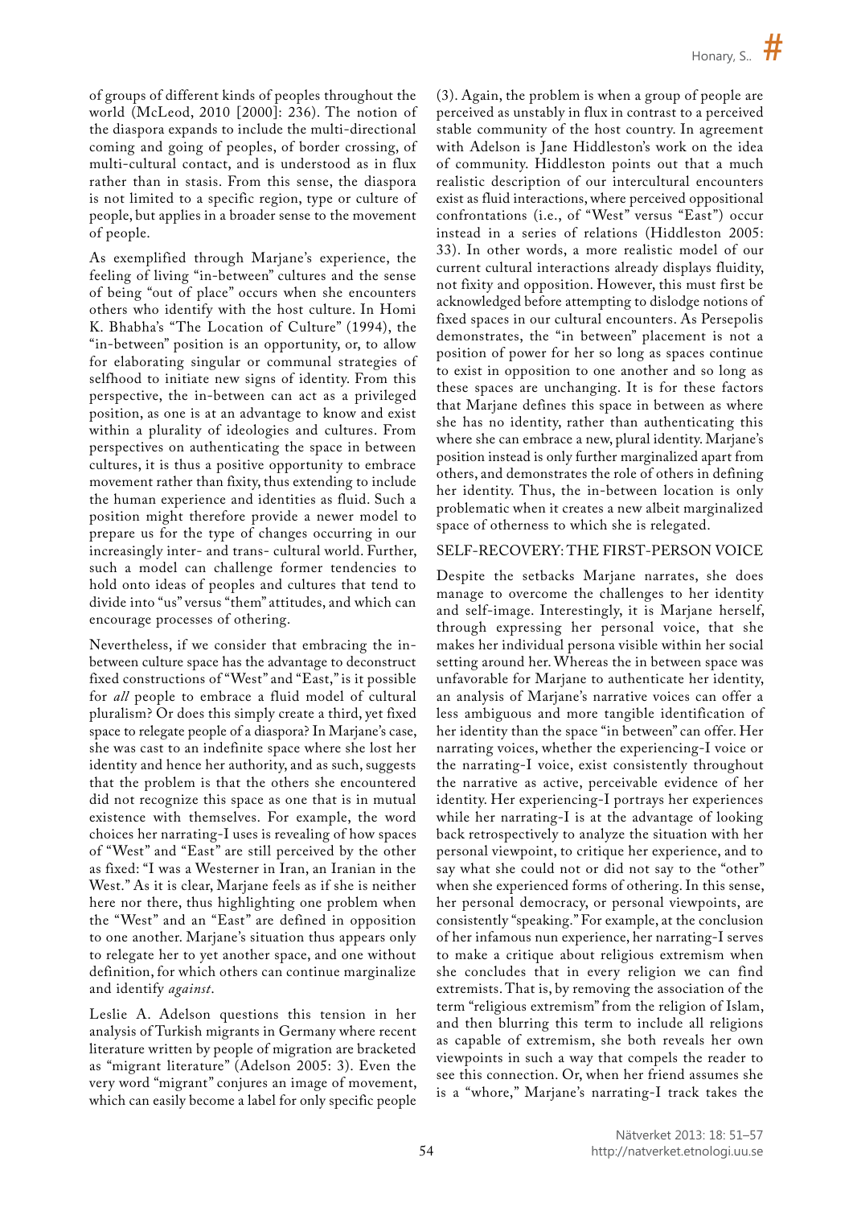of groups of different kinds of peoples throughout the world (McLeod, 2010 [2000]: 236). The notion of the diaspora expands to include the multi-directional coming and going of peoples, of border crossing, of multi-cultural contact, and is understood as in flux rather than in stasis. From this sense, the diaspora is not limited to a specific region, type or culture of people, but applies in a broader sense to the movement of people.

As exemplified through Marjane's experience, the feeling of living "in-between" cultures and the sense of being "out of place" occurs when she encounters others who identify with the host culture. In Homi K. Bhabha's "The Location of Culture" (1994), the "in-between" position is an opportunity, or, to allow for elaborating singular or communal strategies of selfhood to initiate new signs of identity. From this perspective, the in-between can act as a privileged position, as one is at an advantage to know and exist within a plurality of ideologies and cultures. From perspectives on authenticating the space in between cultures, it is thus a positive opportunity to embrace movement rather than fixity, thus extending to include the human experience and identities as fluid. Such a position might therefore provide a newer model to prepare us for the type of changes occurring in our increasingly inter- and trans- cultural world. Further, such a model can challenge former tendencies to hold onto ideas of peoples and cultures that tend to divide into "us" versus "them" attitudes, and which can encourage processes of othering.

Nevertheless, if we consider that embracing the in-between culture space has the advantage to deconstruct fixed constructions of "West" and "East," is it possible for *all* people to embrace a fluid model of cultural pluralism? Or does this simply create a third, yet fixed space to relegate people of a diaspora? In Marjane's case, she was cast to an indefinite space where she lost her identity and hence her authority, and as such, suggests that the problem is that the others she encountered did not recognize this space as one that is in mutual existence with themselves. For example, the word choices her narrating-I uses is revealing of how spaces of "West" and "East" are still perceived by the other as fixed: "I was a Westerner in Iran, an Iranian in the West." As it is clear, Marjane feels as if she is neither here nor there, thus highlighting one problem when the "West" and an "East" are defined in opposition to one another. Marjane's situation thus appears only to relegate her to yet another space, and one without definition, for which others can continue marginalize and identify *against*.

Leslie A. Adelson questions this tension in her analysis of Turkish migrants in Germany where recent literature written by people of migration are bracketed as "migrant literature" (Adelson 2005: 3). Even the very word "migrant" conjures an image of movement, which can easily become a label for only specific people (3). Again, the problem is when a group of people are perceived as unstably in flux in contrast to a perceived stable community of the host country. In agreement with Adelson is Jane Hiddleston's work on the idea of community. Hiddleston points out that a much realistic description of our intercultural encounters exist as fluid interactions, where perceived oppositional confrontations (i.e., of "West" versus "East") occur instead in a series of relations (Hiddleston 2005: 33). In other words, a more realistic model of our current cultural interactions already displays fluidity, not fixity and opposition. However, this must first be acknowledged before attempting to dislodge notions of fixed spaces in our cultural encounters. As Persepolis demonstrates, the "in between" placement is not a position of power for her so long as spaces continue to exist in opposition to one another and so long as these spaces are unchanging. It is for these factors that Marjane defines this space in between as where she has no identity, rather than authenticating this where she can embrace a new, plural identity. Marjane's position instead is only further marginalized apart from others, and demonstrates the role of others in defining her identity. Thus, the in-between location is only problematic when it creates a new albeit marginalized space of otherness to which she is relegated.

## SELF-RECOVERY: THE FIRST-PERSON VOICE

Despite the setbacks Marjane narrates, she does manage to overcome the challenges to her identity and self-image. Interestingly, it is Marjane herself, through expressing her personal voice, that she makes her individual persona visible within her social setting around her. Whereas the in between space was unfavorable for Marjane to authenticate her identity, an analysis of Marjane's narrative voices can offer a less ambiguous and more tangible identification of her identity than the space "in between" can offer. Her narrating voices, whether the experiencing-I voice or the narrating-I voice, exist consistently throughout the narrative as active, perceivable evidence of her identity. Her experiencing-I portrays her experiences while her narrating-I is at the advantage of looking back retrospectively to analyze the situation with her personal viewpoint, to critique her experience, and to say what she could not or did not say to the "other" when she experienced forms of othering. In this sense, her personal democracy, or personal viewpoints, are consistently "speaking." For example, at the conclusion of her infamous nun experience, her narrating-I serves to make a critique about religious extremism when she concludes that in every religion we can find extremists. That is, by removing the association of the term "religious extremism" from the religion of Islam, and then blurring this term to include all religions as capable of extremism, she both reveals her own viewpoints in such a way that compels the reader to see this connection. Or, when her friend assumes she is a "whore," Marjane's narrating-I track takes the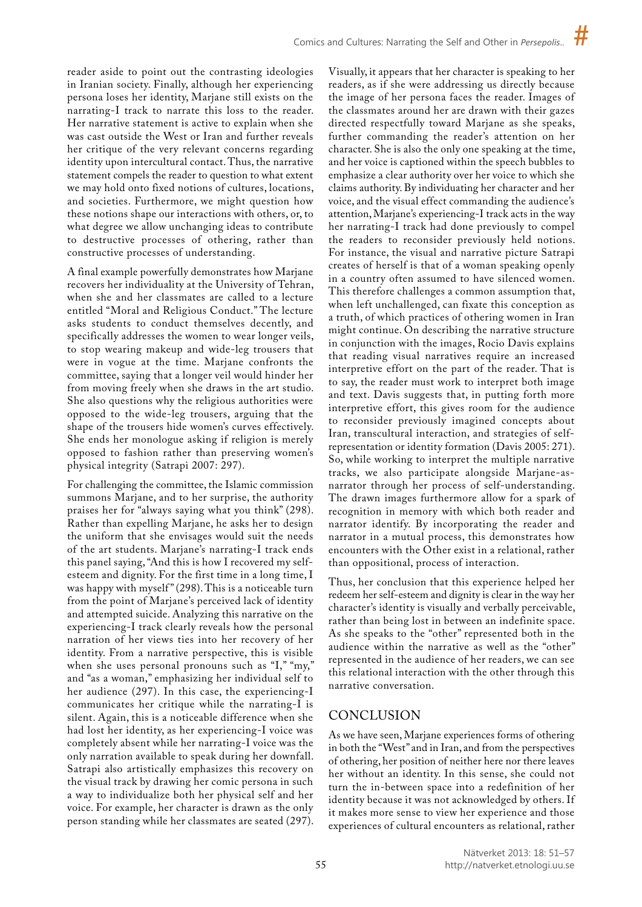reader aside to point out the contrasting ideologies in Iranian society. Finally, although her experiencing persona loses her identity, Marjane still exists on the narrating-I track to narrate this loss to the reader. Her narrative statement is active to explain when she was cast outside the West or Iran and further reveals her critique of the very relevant concerns regarding identity upon intercultural contact. Thus, the narrative statement compels the reader to question to what extent we may hold onto fixed notions of cultures, locations, and societies. Furthermore, we might question how these notions shape our interactions with others, or, to what degree we allow unchanging ideas to contribute to destructive processes of othering, rather than constructive processes of understanding.

A final example powerfully demonstrates how Marjane recovers her individuality at the University of Tehran, when she and her classmates are called to a lecture entitled "Moral and Religious Conduct." The lecture asks students to conduct themselves decently, and specifically addresses the women to wear longer veils, to stop wearing makeup and wide-leg trousers that were in vogue at the time. Marjane confronts the committee, saying that a longer veil would hinder her from moving freely when she draws in the art studio. She also questions why the religious authorities were opposed to the wide-leg trousers, arguing that the shape of the trousers hide women's curves effectively. She ends her monologue asking if religion is merely opposed to fashion rather than preserving women's physical integrity (Satrapi 2007: 297).

For challenging the committee, the Islamic commission summons Marjane, and to her surprise, the authority praises her for "always saying what you think" (298). Rather than expelling Marjane, he asks her to design the uniform that she envisages would suit the needs of the art students. Marjane's narrating-I track ends this panel saying, "And this is how I recovered my self-esteem and dignity. For the first time in a long time, I was happy with myself" (298). This is a noticeable turn from the point of Marjane's perceived lack of identity and attempted suicide. Analyzing this narrative on the experiencing-I track clearly reveals how the personal narration of her views ties into her recovery of her identity. From a narrative perspective, this is visible when she uses personal pronouns such as "I," "my," and "as a woman," emphasizing her individual self to her audience (297). In this case, the experiencing-I communicates her critique while the narrating-I is silent. Again, this is a noticeable difference when she had lost her identity, as her experiencing-I voice was completely absent while her narrating-I voice was the only narration available to speak during her downfall. Satrapi also artistically emphasizes this recovery on the visual track by drawing her comic persona in such a way to individualize both her physical self and her voice. For example, her character is drawn as the only person standing while her classmates are seated (297). Visually, it appears that her character is speaking to her readers, as if she were addressing us directly because the image of her persona faces the reader. Images of the classmates around her are drawn with their gazes directed respectfully toward Marjane as she speaks, further commanding the reader's attention on her character. She is also the only one speaking at the time, and her voice is captioned within the speech bubbles to emphasize a clear authority over her voice to which she claims authority. By individuating her character and her voice, and the visual effect commanding the audience's attention, Marjane's experiencing-I track acts in the way her narrating-I track had done previously to compel the readers to reconsider previously held notions. For instance, the visual and narrative picture Satrapi creates of herself is that of a woman speaking openly in a country often assumed to have silenced women. This therefore challenges a common assumption that, when left unchallenged, can fixate this conception as a truth, of which practices of othering women in Iran might continue. On describing the narrative structure in conjunction with the images, Rocio Davis explains that reading visual narratives require an increased interpretive effort on the part of the reader. That is to say, the reader must work to interpret both image and text. Davis suggests that, in putting forth more interpretive effort, this gives room for the audience to reconsider previously imagined concepts about Iran, transcultural interaction, and strategies of self-representation or identity formation (Davis 2005: 271). So, while working to interpret the multiple narrative tracks, we also participate alongside Marjane-as-narrator through her process of self-understanding. The drawn images furthermore allow for a spark of recognition in memory with which both reader and narrator identify. By incorporating the reader and narrator in a mutual process, this demonstrates how encounters with the Other exist in a relational, rather than oppositional, process of interaction.

Thus, her conclusion that this experience helped her redeem her self-esteem and dignity is clear in the way her character's identity is visually and verbally perceivable, rather than being lost in between an indefinite space. As she speaks to the "other" represented both in the audience within the narrative as well as the "other" represented in the audience of her readers, we can see this relational interaction with the other through this narrative conversation.

## CONCLUSION

As we have seen, Marjane experiences forms of othering in both the "West" and in Iran, and from the perspectives of othering, her position of neither here nor there leaves her without an identity. In this sense, she could not turn the in-between space into a redefinition of her identity because it was not acknowledged by others. If it makes more sense to view her experience and those experiences of cultural encounters as relational, rather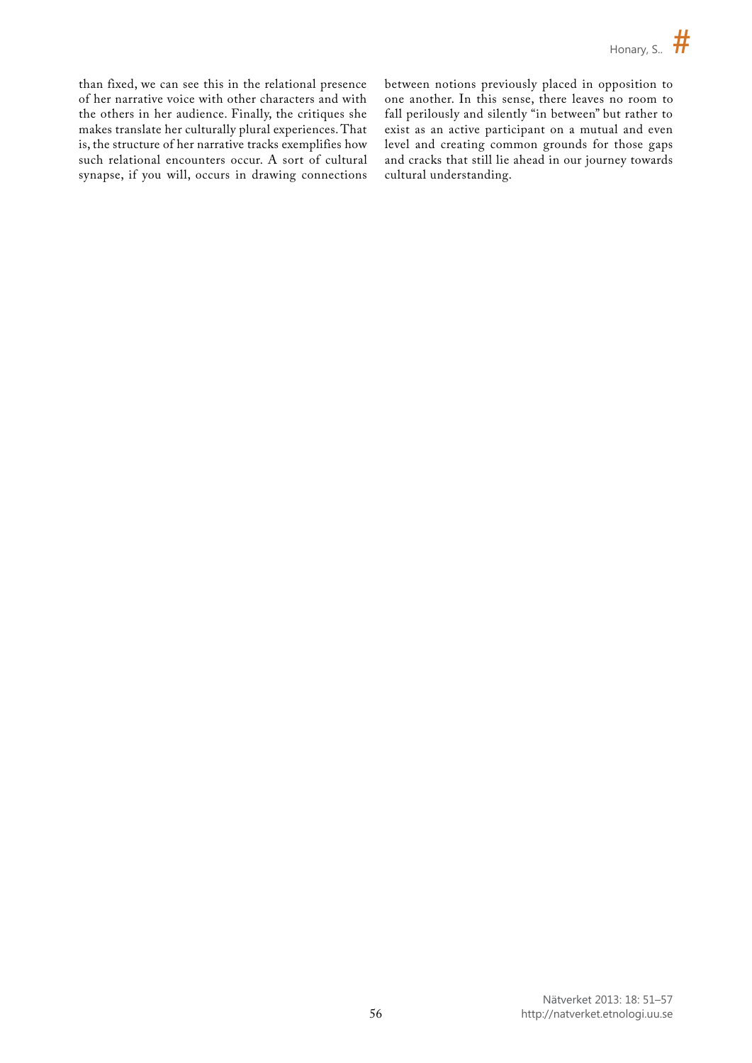than fixed, we can see this in the relational presence of her narrative voice with other characters and with the others in her audience. Finally, the critiques she makes translate her culturally plural experiences. That is, the structure of her narrative tracks exemplifies how such relational encounters occur. A sort of cultural synapse, if you will, occurs in drawing connections between notions previously placed in opposition to one another. In this sense, there leaves no room to fall perilously and silently "in between" but rather to exist as an active participant on a mutual and even level and creating common grounds for those gaps and cracks that still lie ahead in our journey towards cultural understanding.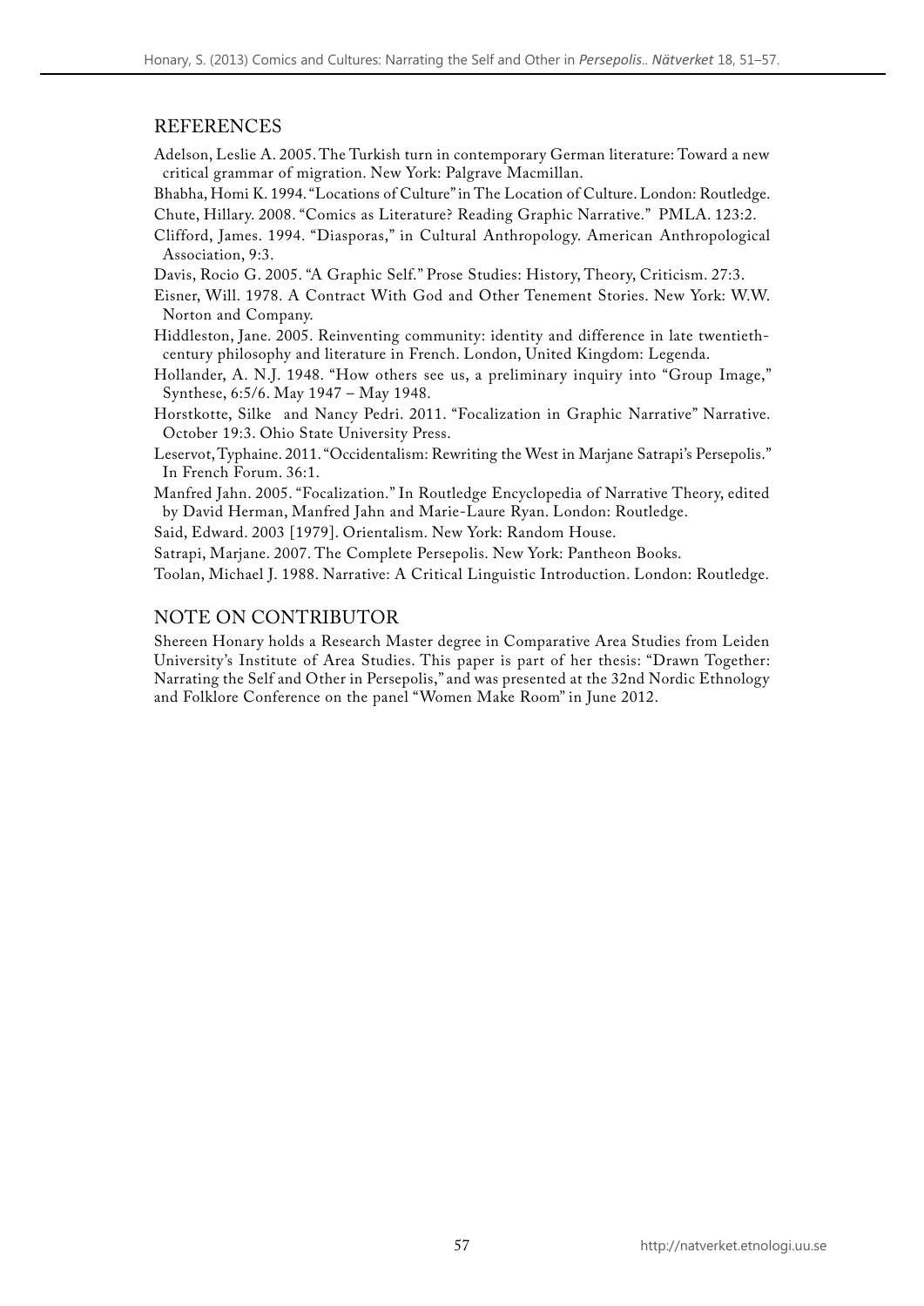## REFERENCES

Adelson, Leslie A. 2005. The Turkish turn in contemporary German literature: Toward a new critical grammar of migration. New York: Palgrave Macmillan.

Bhabha, Homi K. 1994. "Locations of Culture" in The Location of Culture. London: Routledge.

Chute, Hillary. 2008. "Comics as Literature? Reading Graphic Narrative." PMLA. 123:2.

Clifford, James. 1994. "Diasporas," in Cultural Anthropology. American Anthropological Association, 9:3.

Davis, Rocio G. 2005. "A Graphic Self." Prose Studies: History, Theory, Criticism. 27:3.

Eisner, Will. 1978. A Contract With God and Other Tenement Stories. New York: W.W. Norton and Company.

Hiddleston, Jane. 2005. Reinventing community: identity and difference in late twentieth-century philosophy and literature in French. London, United Kingdom: Legenda.

Hollander, A. N.J. 1948. "How others see us, a preliminary inquiry into "Group Image," Synthese, 6:5/6. May 1947 – May 1948.

Horstkotte, Silke and Nancy Pedri. 2011. "Focalization in Graphic Narrative" Narrative. October 19:3. Ohio State University Press.

Leservot, Typhaine. 2011. "Occidentalism: Rewriting the West in Marjane Satrapi's Persepolis." In French Forum. 36:1.

Manfred Jahn. 2005. "Focalization." In Routledge Encyclopedia of Narrative Theory, edited by David Herman, Manfred Jahn and Marie-Laure Ryan. London: Routledge.

Said, Edward. 2003 [1979]. Orientalism. New York: Random House.

Satrapi, Marjane. 2007. The Complete Persepolis. New York: Pantheon Books.

Toolan, Michael J. 1988. Narrative: A Critical Linguistic Introduction. London: Routledge.

## NOTE ON CONTRIBUTOR

Shereen Honary holds a Research Master degree in Comparative Area Studies from Leiden University's Institute of Area Studies. This paper is part of her thesis: "Drawn Together: Narrating the Self and Other in Persepolis," and was presented at the 32nd Nordic Ethnology and Folklore Conference on the panel "Women Make Room" in June 2012.